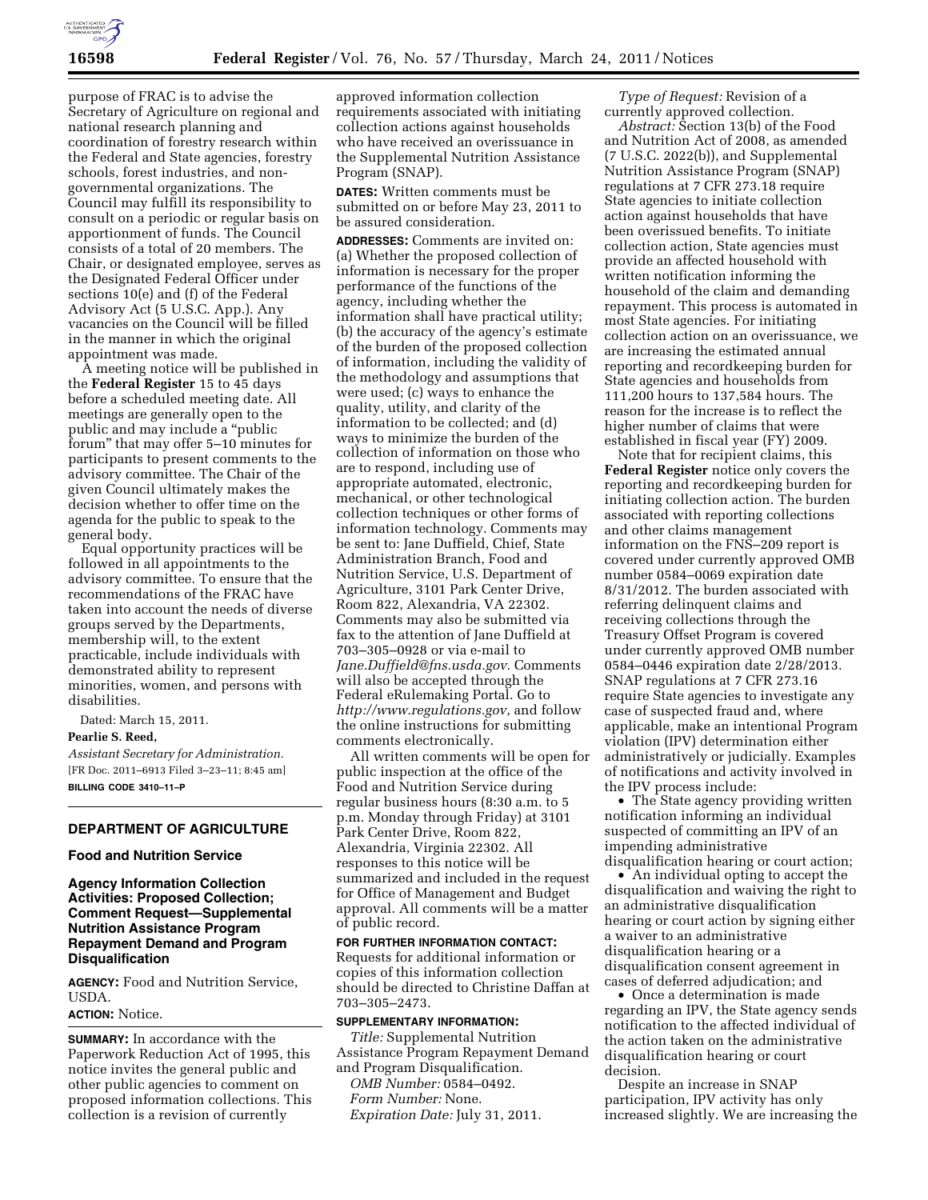purpose of FRAC is to advise the Secretary of Agriculture on regional and national research planning and coordination of forestry research within the Federal and State agencies, forestry schools, forest industries, and non-governmental organizations. The Council may fulfill its responsibility to consult on a periodic or regular basis on apportionment of funds. The Council consists of a total of 20 members. The Chair, or designated employee, serves as the Designated Federal Officer under sections 10(e) and (f) of the Federal Advisory Act (5 U.S.C. App.). Any vacancies on the Council will be filled in the manner in which the original appointment was made.

A meeting notice will be published in the **Federal Register** 15 to 45 days before a scheduled meeting date. All meetings are generally open to the public and may include a "public forum" that may offer 5–10 minutes for participants to present comments to the advisory committee. The Chair of the given Council ultimately makes the decision whether to offer time on the agenda for the public to speak to the general body.

Equal opportunity practices will be followed in all appointments to the advisory committee. To ensure that the recommendations of the FRAC have taken into account the needs of diverse groups served by the Departments, membership will, to the extent practicable, include individuals with demonstrated ability to represent minorities, women, and persons with disabilities.

Dated: March 15, 2011.

**Pearlie S. Reed,**

*Assistant Secretary for Administration.*

[FR Doc. 2011–6913 Filed 3–23–11; 8:45 am]

**BILLING CODE 3410–11–P**

## DEPARTMENT OF AGRICULTURE

### Food and Nutrition Service

### Agency Information Collection Activities: Proposed Collection; Comment Request—Supplemental Nutrition Assistance Program Repayment Demand and Program Disqualification

**AGENCY:** Food and Nutrition Service, USDA.

**ACTION:** Notice.

**SUMMARY:** In accordance with the Paperwork Reduction Act of 1995, this notice invites the general public and other public agencies to comment on proposed information collections. This collection is a revision of currently approved information collection requirements associated with initiating collection actions against households who have received an overissuance in the Supplemental Nutrition Assistance Program (SNAP).

**DATES:** Written comments must be submitted on or before May 23, 2011 to be assured consideration.

**ADDRESSES:** Comments are invited on: (a) Whether the proposed collection of information is necessary for the proper performance of the functions of the agency, including whether the information shall have practical utility; (b) the accuracy of the agency's estimate of the burden of the proposed collection of information, including the validity of the methodology and assumptions that were used; (c) ways to enhance the quality, utility, and clarity of the information to be collected; and (d) ways to minimize the burden of the collection of information on those who are to respond, including use of appropriate automated, electronic, mechanical, or other technological collection techniques or other forms of information technology. Comments may be sent to: Jane Duffield, Chief, State Administration Branch, Food and Nutrition Service, U.S. Department of Agriculture, 3101 Park Center Drive, Room 822, Alexandria, VA 22302. Comments may also be submitted via fax to the attention of Jane Duffield at 703–305–0928 or via e-mail to *Jane.Duffield@fns.usda.gov*. Comments will also be accepted through the Federal eRulemaking Portal. Go to *http://www.regulations.gov*, and follow the online instructions for submitting comments electronically.

All written comments will be open for public inspection at the office of the Food and Nutrition Service during regular business hours (8:30 a.m. to 5 p.m. Monday through Friday) at 3101 Park Center Drive, Room 822, Alexandria, Virginia 22302. All responses to this notice will be summarized and included in the request for Office of Management and Budget approval. All comments will be a matter of public record.

**FOR FURTHER INFORMATION CONTACT:** Requests for additional information or copies of this information collection should be directed to Christine Daffan at 703–305–2473.

**SUPPLEMENTARY INFORMATION:**

*Title:* Supplemental Nutrition Assistance Program Repayment Demand and Program Disqualification.

*OMB Number:* 0584–0492.

*Form Number:* None.

*Expiration Date:* July 31, 2011.

*Type of Request:* Revision of a currently approved collection.

*Abstract:* Section 13(b) of the Food and Nutrition Act of 2008, as amended (7 U.S.C. 2022(b)), and Supplemental Nutrition Assistance Program (SNAP) regulations at 7 CFR 273.18 require State agencies to initiate collection action against households that have been overissued benefits. To initiate collection action, State agencies must provide an affected household with written notification informing the household of the claim and demanding repayment. This process is automated in most State agencies. For initiating collection action on an overissuance, we are increasing the estimated annual reporting and recordkeeping burden for State agencies and households from 111,200 hours to 137,584 hours. The reason for the increase is to reflect the higher number of claims that were established in fiscal year (FY) 2009.

Note that for recipient claims, this **Federal Register** notice only covers the reporting and recordkeeping burden for initiating collection action. The burden associated with reporting collections and other claims management information on the FNS–209 report is covered under currently approved OMB number 0584–0069 expiration date 8/31/2012. The burden associated with referring delinquent claims and receiving collections through the Treasury Offset Program is covered under currently approved OMB number 0584–0446 expiration date 2/28/2013. SNAP regulations at 7 CFR 273.16 require State agencies to investigate any case of suspected fraud and, where applicable, make an intentional Program violation (IPV) determination either administratively or judicially. Examples of notifications and activity involved in the IPV process include:

- The State agency providing written notification informing an individual suspected of committing an IPV of an impending administrative disqualification hearing or court action;
- An individual opting to accept the disqualification and waiving the right to an administrative disqualification hearing or court action by signing either a waiver to an administrative disqualification hearing or a disqualification consent agreement in cases of deferred adjudication; and
- Once a determination is made regarding an IPV, the State agency sends notification to the affected individual of the action taken on the administrative disqualification hearing or court decision.

Despite an increase in SNAP participation, IPV activity has only increased slightly. We are increasing the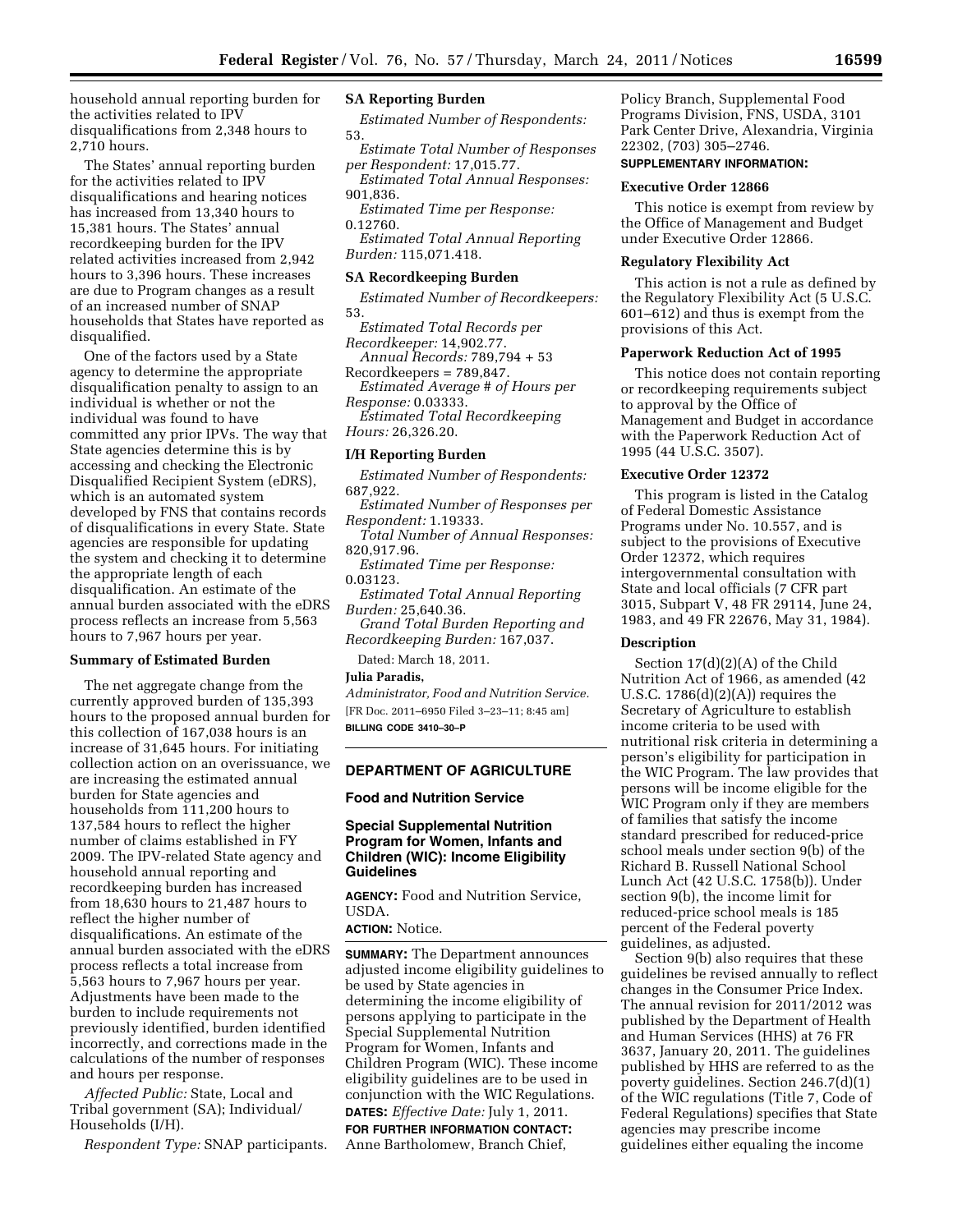household annual reporting burden for the activities related to IPV disqualifications from 2,348 hours to 2,710 hours.

The States' annual reporting burden for the activities related to IPV disqualifications and hearing notices has increased from 13,340 hours to 15,381 hours. The States' annual recordkeeping burden for the IPV related activities increased from 2,942 hours to 3,396 hours. These increases are due to Program changes as a result of an increased number of SNAP households that States have reported as disqualified.

One of the factors used by a State agency to determine the appropriate disqualification penalty to assign to an individual is whether or not the individual was found to have committed any prior IPVs. The way that State agencies determine this is by accessing and checking the Electronic Disqualified Recipient System (eDRS), which is an automated system developed by FNS that contains records of disqualifications in every State. State agencies are responsible for updating the system and checking it to determine the appropriate length of each disqualification. An estimate of the annual burden associated with the eDRS process reflects an increase from 5,563 hours to 7,967 hours per year.

### Summary of Estimated Burden

The net aggregate change from the currently approved burden of 135,393 hours to the proposed annual burden for this collection of 167,038 hours is an increase of 31,645 hours. For initiating collection action on an overissuance, we are increasing the estimated annual burden for State agencies and households from 111,200 hours to 137,584 hours to reflect the higher number of claims established in FY 2009. The IPV-related State agency and household annual reporting and recordkeeping burden has increased from 18,630 hours to 21,487 hours to reflect the higher number of disqualifications. An estimate of the annual burden associated with the eDRS process reflects a total increase from 5,563 hours to 7,967 hours per year. Adjustments have been made to the burden to include requirements not previously identified, burden identified incorrectly, and corrections made in the calculations of the number of responses and hours per response.

*Affected Public:* State, Local and Tribal government (SA); Individual/Households (I/H).

*Respondent Type:* SNAP participants.

### SA Reporting Burden

*Estimated Number of Respondents:* 53.

*Estimate Total Number of Responses per Respondent:* 17,015.77.

*Estimated Total Annual Responses:* 901,836.

*Estimated Time per Response:* 0.12760.

*Estimated Total Annual Reporting Burden:* 115,071.418.

### SA Recordkeeping Burden

*Estimated Number of Recordkeepers:* 53.

*Estimated Total Records per Recordkeeper:* 14,902.77.

*Annual Records:* 789,794 + 53 Recordkeepers = 789,847.

*Estimated Average # of Hours per Response:* 0.03333.

*Estimated Total Recordkeeping Hours:* 26,326.20.

### I/H Reporting Burden

*Estimated Number of Respondents:* 687,922.

*Estimated Number of Responses per Respondent:* 1.19333.

*Total Number of Annual Responses:* 820,917.96.

*Estimated Time per Response:* 0.03123.

*Estimated Total Annual Reporting Burden:* 25,640.36.

*Grand Total Burden Reporting and Recordkeeping Burden:* 167,037.

Dated: March 18, 2011.

**Julia Paradis,**

*Administrator, Food and Nutrition Service.*

[FR Doc. 2011–6950 Filed 3–23–11; 8:45 am]

**BILLING CODE 3410–30–P**

---

## DEPARTMENT OF AGRICULTURE

### Food and Nutrition Service

### Special Supplemental Nutrition Program for Women, Infants and Children (WIC): Income Eligibility Guidelines

**AGENCY:** Food and Nutrition Service, USDA.

**ACTION:** Notice.

**SUMMARY:** The Department announces adjusted income eligibility guidelines to be used by State agencies in determining the income eligibility of persons applying to participate in the Special Supplemental Nutrition Program for Women, Infants and Children Program (WIC). These income eligibility guidelines are to be used in conjunction with the WIC Regulations.

**DATES:** *Effective Date:* July 1, 2011.

**FOR FURTHER INFORMATION CONTACT:** Anne Bartholomew, Branch Chief, Policy Branch, Supplemental Food Programs Division, FNS, USDA, 3101 Park Center Drive, Alexandria, Virginia 22302, (703) 305–2746.

**SUPPLEMENTARY INFORMATION:**

### Executive Order 12866

This notice is exempt from review by the Office of Management and Budget under Executive Order 12866.

### Regulatory Flexibility Act

This action is not a rule as defined by the Regulatory Flexibility Act (5 U.S.C. 601–612) and thus is exempt from the provisions of this Act.

### Paperwork Reduction Act of 1995

This notice does not contain reporting or recordkeeping requirements subject to approval by the Office of Management and Budget in accordance with the Paperwork Reduction Act of 1995 (44 U.S.C. 3507).

### Executive Order 12372

This program is listed in the Catalog of Federal Domestic Assistance Programs under No. 10.557, and is subject to the provisions of Executive Order 12372, which requires intergovernmental consultation with State and local officials (7 CFR part 3015, Subpart V, 48 FR 29114, June 24, 1983, and 49 FR 22676, May 31, 1984).

### Description

Section 17(d)(2)(A) of the Child Nutrition Act of 1966, as amended (42 U.S.C. 1786(d)(2)(A)) requires the Secretary of Agriculture to establish income criteria to be used with nutritional risk criteria in determining a person's eligibility for participation in the WIC Program. The law provides that persons will be income eligible for the WIC Program only if they are members of families that satisfy the income standard prescribed for reduced-price school meals under section 9(b) of the Richard B. Russell National School Lunch Act (42 U.S.C. 1758(b)). Under section 9(b), the income limit for reduced-price school meals is 185 percent of the Federal poverty guidelines, as adjusted.

Section 9(b) also requires that these guidelines be revised annually to reflect changes in the Consumer Price Index. The annual revision for 2011/2012 was published by the Department of Health and Human Services (HHS) at 76 FR 3637, January 20, 2011. The guidelines published by HHS are referred to as the poverty guidelines. Section 246.7(d)(1) of the WIC regulations (Title 7, Code of Federal Regulations) specifies that State agencies may prescribe income guidelines either equaling the income